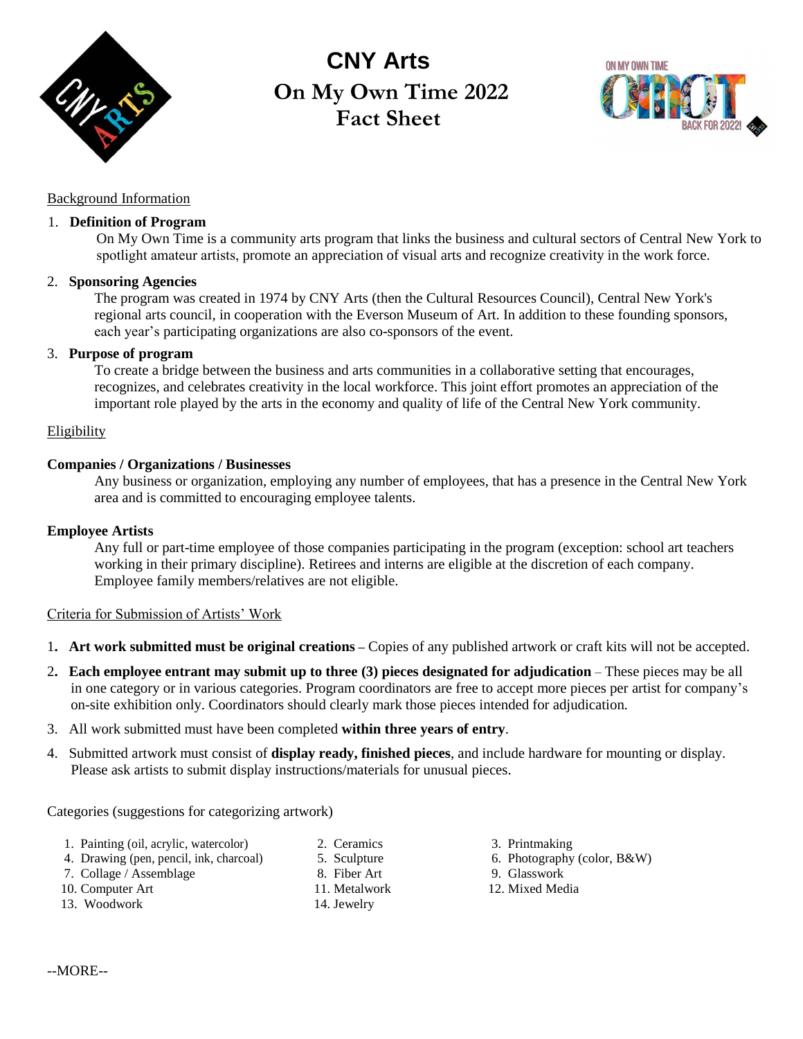# CNY Arts

## On My Own Time 2022
## Fact Sheet

Background Information

1. **Definition of Program**

   On My Own Time is a community arts program that links the business and cultural sectors of Central New York to spotlight amateur artists, promote an appreciation of visual arts and recognize creativity in the work force.

2. **Sponsoring Agencies**

   The program was created in 1974 by CNY Arts (then the Cultural Resources Council), Central New York's regional arts council, in cooperation with the Everson Museum of Art. In addition to these founding sponsors, each year's participating organizations are also co-sponsors of the event.

3. **Purpose of program**

   To create a bridge between the business and arts communities in a collaborative setting that encourages, recognizes, and celebrates creativity in the local workforce. This joint effort promotes an appreciation of the important role played by the arts in the economy and quality of life of the Central New York community.

Eligibility

**Companies / Organizations / Businesses**

Any business or organization, employing any number of employees, that has a presence in the Central New York area and is committed to encouraging employee talents.

**Employee Artists**

Any full or part-time employee of those companies participating in the program (exception: school art teachers working in their primary discipline). Retirees and interns are eligible at the discretion of each company. Employee family members/relatives are not eligible.

Criteria for Submission of Artists' Work

1. **Art work submitted must be original creations** – Copies of any published artwork or craft kits will not be accepted.
2. **Each employee entrant may submit up to three (3) pieces designated for adjudication** – These pieces may be all in one category or in various categories. Program coordinators are free to accept more pieces per artist for company's on-site exhibition only. Coordinators should clearly mark those pieces intended for adjudication.
3. All work submitted must have been completed **within three years of entry**.
4. Submitted artwork must consist of **display ready, finished pieces**, and include hardware for mounting or display. Please ask artists to submit display instructions/materials for unusual pieces.

Categories (suggestions for categorizing artwork)

1. Painting (oil, acrylic, watercolor)
2. Ceramics
3. Printmaking
4. Drawing (pen, pencil, ink, charcoal)
5. Sculpture
6. Photography (color, B&W)
7. Collage / Assemblage
8. Fiber Art
9. Glasswork
10. Computer Art
11. Metalwork
12. Mixed Media
13. Woodwork
14. Jewelry

--MORE--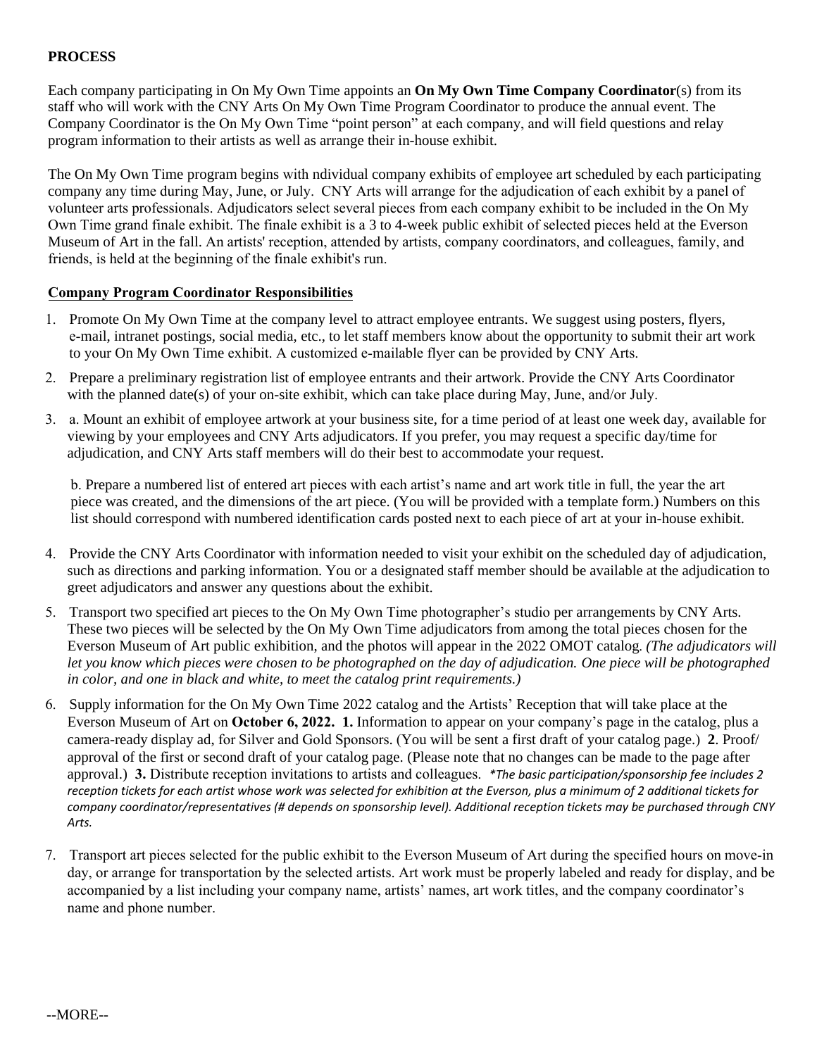**PROCESS**

Each company participating in On My Own Time appoints an **On My Own Time Company Coordinator**(s) from its staff who will work with the CNY Arts On My Own Time Program Coordinator to produce the annual event. The Company Coordinator is the On My Own Time "point person" at each company, and will field questions and relay program information to their artists as well as arrange their in-house exhibit.

The On My Own Time program begins with ndividual company exhibits of employee art scheduled by each participating company any time during May, June, or July. CNY Arts will arrange for the adjudication of each exhibit by a panel of volunteer arts professionals. Adjudicators select several pieces from each company exhibit to be included in the On My Own Time grand finale exhibit. The finale exhibit is a 3 to 4-week public exhibit of selected pieces held at the Everson Museum of Art in the fall. An artists' reception, attended by artists, company coordinators, and colleagues, family, and friends, is held at the beginning of the finale exhibit's run.

**Company Program Coordinator Responsibilities**

1. Promote On My Own Time at the company level to attract employee entrants. We suggest using posters, flyers, e-mail, intranet postings, social media, etc., to let staff members know about the opportunity to submit their art work to your On My Own Time exhibit. A customized e-mailable flyer can be provided by CNY Arts.

2. Prepare a preliminary registration list of employee entrants and their artwork. Provide the CNY Arts Coordinator with the planned date(s) of your on-site exhibit, which can take place during May, June, and/or July.

3. a. Mount an exhibit of employee artwork at your business site, for a time period of at least one week day, available for viewing by your employees and CNY Arts adjudicators. If you prefer, you may request a specific day/time for adjudication, and CNY Arts staff members will do their best to accommodate your request.

   b. Prepare a numbered list of entered art pieces with each artist's name and art work title in full, the year the art piece was created, and the dimensions of the art piece. (You will be provided with a template form.) Numbers on this list should correspond with numbered identification cards posted next to each piece of art at your in-house exhibit.

4. Provide the CNY Arts Coordinator with information needed to visit your exhibit on the scheduled day of adjudication, such as directions and parking information. You or a designated staff member should be available at the adjudication to greet adjudicators and answer any questions about the exhibit.

5. Transport two specified art pieces to the On My Own Time photographer's studio per arrangements by CNY Arts. These two pieces will be selected by the On My Own Time adjudicators from among the total pieces chosen for the Everson Museum of Art public exhibition, and the photos will appear in the 2022 OMOT catalog*. (The adjudicators will let you know which pieces were chosen to be photographed on the day of adjudication. One piece will be photographed in color, and one in black and white, to meet the catalog print requirements.)*

6. Supply information for the On My Own Time 2022 catalog and the Artists' Reception that will take place at the Everson Museum of Art on **October 6, 2022.** **1.** Information to appear on your company's page in the catalog, plus a camera-ready display ad, for Silver and Gold Sponsors. (You will be sent a first draft of your catalog page.) **2**. Proof/ approval of the first or second draft of your catalog page. (Please note that no changes can be made to the page after approval.) **3.** Distribute reception invitations to artists and colleagues. *\*The basic participation/sponsorship fee includes 2 reception tickets for each artist whose work was selected for exhibition at the Everson, plus a minimum of 2 additional tickets for company coordinator/representatives (# depends on sponsorship level). Additional reception tickets may be purchased through CNY Arts.*

7. Transport art pieces selected for the public exhibit to the Everson Museum of Art during the specified hours on move-in day, or arrange for transportation by the selected artists. Art work must be properly labeled and ready for display, and be accompanied by a list including your company name, artists' names, art work titles, and the company coordinator's name and phone number.

--MORE--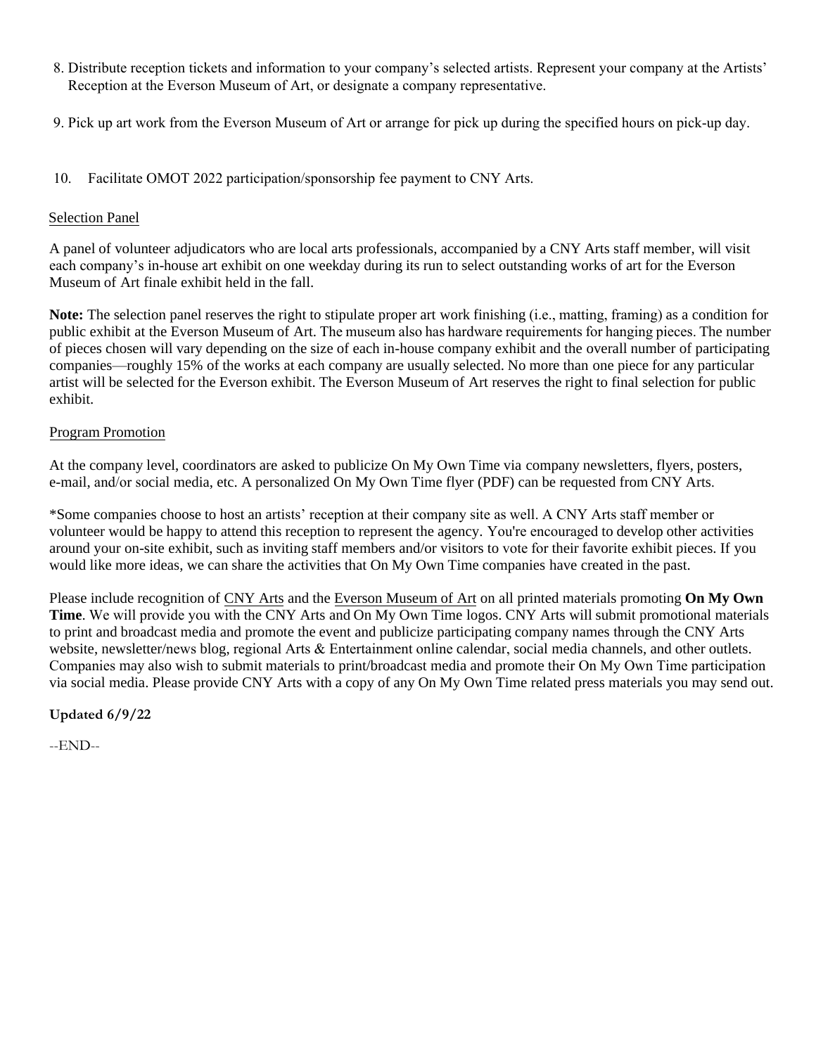8. Distribute reception tickets and information to your company's selected artists. Represent your company at the Artists' Reception at the Everson Museum of Art, or designate a company representative.

9. Pick up art work from the Everson Museum of Art or arrange for pick up during the specified hours on pick-up day.

10. Facilitate OMOT 2022 participation/sponsorship fee payment to CNY Arts.

Selection Panel

A panel of volunteer adjudicators who are local arts professionals, accompanied by a CNY Arts staff member, will visit each company's in-house art exhibit on one weekday during its run to select outstanding works of art for the Everson Museum of Art finale exhibit held in the fall.

**Note:** The selection panel reserves the right to stipulate proper art work finishing (i.e., matting, framing) as a condition for public exhibit at the Everson Museum of Art. The museum also has hardware requirements for hanging pieces. The number of pieces chosen will vary depending on the size of each in-house company exhibit and the overall number of participating companies—roughly 15% of the works at each company are usually selected. No more than one piece for any particular artist will be selected for the Everson exhibit. The Everson Museum of Art reserves the right to final selection for public exhibit.

Program Promotion

At the company level, coordinators are asked to publicize On My Own Time via company newsletters, flyers, posters, e-mail, and/or social media, etc. A personalized On My Own Time flyer (PDF) can be requested from CNY Arts.

*Some companies choose to host an artists' reception at their company site as well. A CNY Arts staff member or volunteer would be happy to attend this reception to represent the agency. You're encouraged to develop other activities around your on-site exhibit, such as inviting staff members and/or visitors to vote for their favorite exhibit pieces. If you would like more ideas, we can share the activities that On My Own Time companies have created in the past.

Please include recognition of CNY Arts and the Everson Museum of Art on all printed materials promoting **On My Own Time**. We will provide you with the CNY Arts and On My Own Time logos. CNY Arts will submit promotional materials to print and broadcast media and promote the event and publicize participating company names through the CNY Arts website, newsletter/news blog, regional Arts & Entertainment online calendar, social media channels, and other outlets. Companies may also wish to submit materials to print/broadcast media and promote their On My Own Time participation via social media. Please provide CNY Arts with a copy of any On My Own Time related press materials you may send out.

**Updated 6/9/22**

--END--